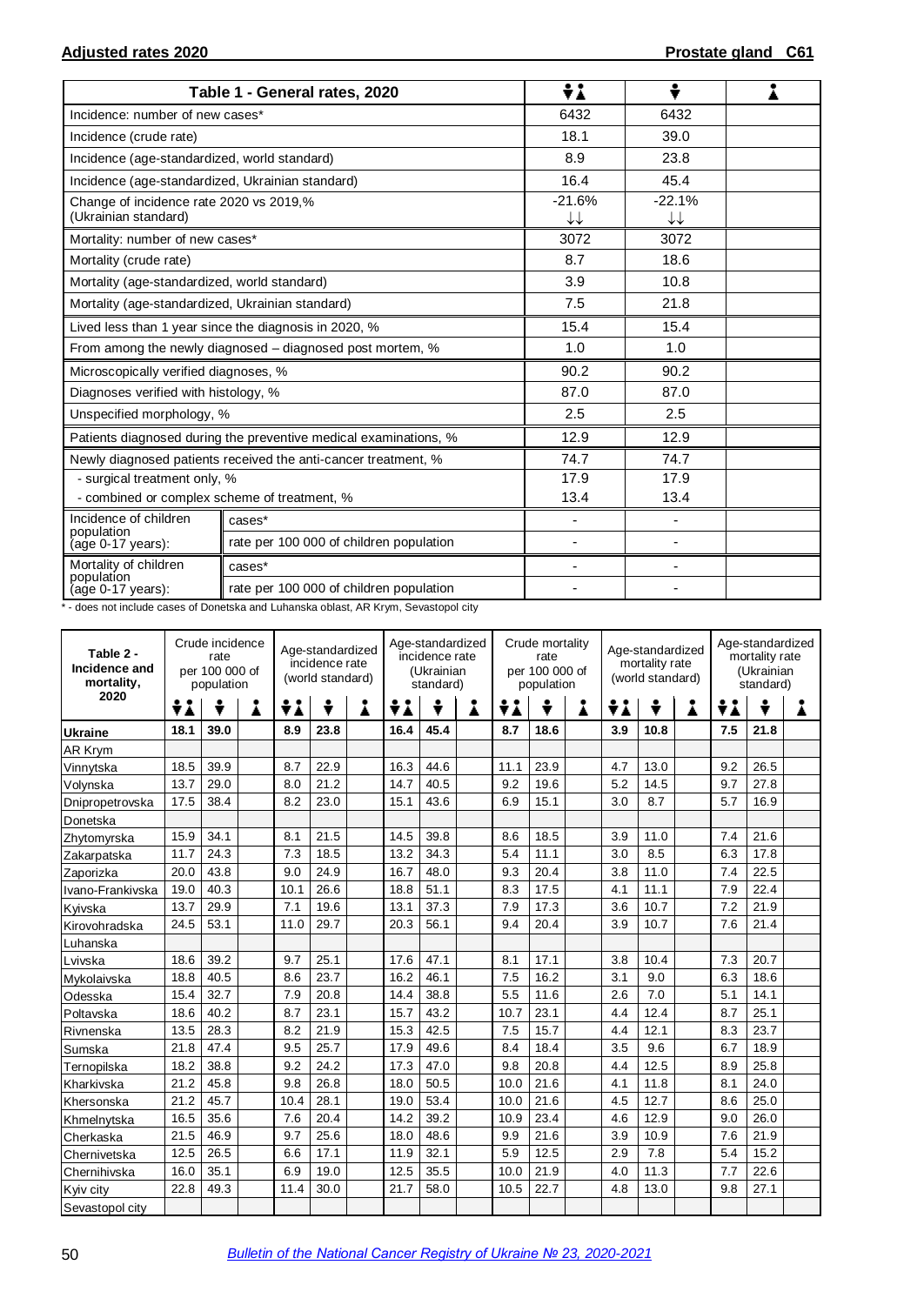## Adjusted rates 2020

## Prostate gland C61

| Table 1 - General rates, 2020 | | Both sexes | Male | Female |
|---|---|---|---|---|
| Incidence: number of new cases* | | 6432 | 6432 | |
| Incidence (crude rate) | | 18.1 | 39.0 | |
| Incidence (age-standardized, world standard) | | 8.9 | 23.8 | |
| Incidence (age-standardized, Ukrainian standard) | | 16.4 | 45.4 | |
| Change of incidence rate 2020 vs 2019,% (Ukrainian standard) | | -21.6% ↓↓ | -22.1% ↓↓ | |
| Mortality: number of new cases* | | 3072 | 3072 | |
| Mortality (crude rate) | | 8.7 | 18.6 | |
| Mortality (age-standardized, world standard) | | 3.9 | 10.8 | |
| Mortality (age-standardized, Ukrainian standard) | | 7.5 | 21.8 | |
| Lived less than 1 year since the diagnosis in 2020, % | | 15.4 | 15.4 | |
| From among the newly diagnosed – diagnosed post mortem, % | | 1.0 | 1.0 | |
| Microscopically verified diagnoses, % | | 90.2 | 90.2 | |
| Diagnoses verified with histology, % | | 87.0 | 87.0 | |
| Unspecified morphology, % | | 2.5 | 2.5 | |
| Patients diagnosed during the preventive medical examinations, % | | 12.9 | 12.9 | |
| Newly diagnosed patients received the anti-cancer treatment, % | | 74.7 | 74.7 | |
| - surgical treatment only, % | | 17.9 | 17.9 | |
| - combined or complex scheme of treatment, % | | 13.4 | 13.4 | |
| Incidence of children population (age 0-17 years): | cases* | - | - | |
| | rate per 100 000 of children population | - | - | |
| Mortality of children population (age 0-17 years): | cases* | - | - | |
| | rate per 100 000 of children population | - | - | |

* - does not include cases of Donetska and Luhanska oblast, AR Krym, Sevastopol city

| Table 2 - Incidence and mortality, 2020 | Crude incidence rate per 100 000 of population | | | Age-standardized incidence rate (world standard) | | | Age-standardized incidence rate (Ukrainian standard) | | | Crude mortality rate per 100 000 of population | | | Age-standardized mortality rate (world standard) | | | Age-standardized mortality rate (Ukrainian standard) | | |
|---|---|---|---|---|---|---|---|---|---|---|---|---|---|---|---|---|---|---|
| | Both sexes | Male | Female | Both sexes | Male | Female | Both sexes | Male | Female | Both sexes | Male | Female | Both sexes | Male | Female | Both sexes | Male | Female |
| **Ukraine** | **18.1** | **39.0** | | **8.9** | **23.8** | | **16.4** | **45.4** | | **8.7** | **18.6** | | **3.9** | **10.8** | | **7.5** | **21.8** | |
| AR Krym | | | | | | | | | | | | | | | | | | |
| Vinnytska | 18.5 | 39.9 | | 8.7 | 22.9 | | 16.3 | 44.6 | | 11.1 | 23.9 | | 4.7 | 13.0 | | 9.2 | 26.5 | |
| Volynska | 13.7 | 29.0 | | 8.0 | 21.2 | | 14.7 | 40.5 | | 9.2 | 19.6 | | 5.2 | 14.5 | | 9.7 | 27.8 | |
| Dnipropetrovska | 17.5 | 38.4 | | 8.2 | 23.0 | | 15.1 | 43.6 | | 6.9 | 15.1 | | 3.0 | 8.7 | | 5.7 | 16.9 | |
| Donetska | | | | | | | | | | | | | | | | | | |
| Zhytomyrska | 15.9 | 34.1 | | 8.1 | 21.5 | | 14.5 | 39.8 | | 8.6 | 18.5 | | 3.9 | 11.0 | | 7.4 | 21.6 | |
| Zakarpatska | 11.7 | 24.3 | | 7.3 | 18.5 | | 13.2 | 34.3 | | 5.4 | 11.1 | | 3.0 | 8.5 | | 6.3 | 17.8 | |
| Zaporizka | 20.0 | 43.8 | | 9.0 | 24.9 | | 16.7 | 48.0 | | 9.3 | 20.4 | | 3.8 | 11.0 | | 7.4 | 22.5 | |
| Ivano-Frankivska | 19.0 | 40.3 | | 10.1 | 26.6 | | 18.8 | 51.1 | | 8.3 | 17.5 | | 4.1 | 11.1 | | 7.9 | 22.4 | |
| Kyivska | 13.7 | 29.9 | | 7.1 | 19.6 | | 13.1 | 37.3 | | 7.9 | 17.3 | | 3.6 | 10.7 | | 7.2 | 21.9 | |
| Kirovohradska | 24.5 | 53.1 | | 11.0 | 29.7 | | 20.3 | 56.1 | | 9.4 | 20.4 | | 3.9 | 10.7 | | 7.6 | 21.4 | |
| Luhanska | | | | | | | | | | | | | | | | | | |
| Lvivska | 18.6 | 39.2 | | 9.7 | 25.1 | | 17.6 | 47.1 | | 8.1 | 17.1 | | 3.8 | 10.4 | | 7.3 | 20.7 | |
| Mykolaivska | 18.8 | 40.5 | | 8.6 | 23.7 | | 16.2 | 46.1 | | 7.5 | 16.2 | | 3.1 | 9.0 | | 6.3 | 18.6 | |
| Odesska | 15.4 | 32.7 | | 7.9 | 20.8 | | 14.4 | 38.8 | | 5.5 | 11.6 | | 2.6 | 7.0 | | 5.1 | 14.1 | |
| Poltavska | 18.6 | 40.2 | | 8.7 | 23.1 | | 15.7 | 43.2 | | 10.7 | 23.1 | | 4.4 | 12.4 | | 8.7 | 25.1 | |
| Rivnenska | 13.5 | 28.3 | | 8.2 | 21.9 | | 15.3 | 42.5 | | 7.5 | 15.7 | | 4.4 | 12.1 | | 8.3 | 23.7 | |
| Sumska | 21.8 | 47.4 | | 9.5 | 25.7 | | 17.9 | 49.6 | | 8.4 | 18.4 | | 3.5 | 9.6 | | 6.7 | 18.9 | |
| Ternopilska | 18.2 | 38.8 | | 9.2 | 24.2 | | 17.3 | 47.0 | | 9.8 | 20.8 | | 4.4 | 12.5 | | 8.9 | 25.8 | |
| Kharkivska | 21.2 | 45.8 | | 9.8 | 26.8 | | 18.0 | 50.5 | | 10.0 | 21.6 | | 4.1 | 11.8 | | 8.1 | 24.0 | |
| Khersonska | 21.2 | 45.7 | | 10.4 | 28.1 | | 19.0 | 53.4 | | 10.0 | 21.6 | | 4.5 | 12.7 | | 8.6 | 25.0 | |
| Khmelnytska | 16.5 | 35.6 | | 7.6 | 20.4 | | 14.2 | 39.2 | | 10.9 | 23.4 | | 4.6 | 12.9 | | 9.0 | 26.0 | |
| Cherkaska | 21.5 | 46.9 | | 9.7 | 25.6 | | 18.0 | 48.6 | | 9.9 | 21.6 | | 3.9 | 10.9 | | 7.6 | 21.9 | |
| Chernivetska | 12.5 | 26.5 | | 6.6 | 17.1 | | 11.9 | 32.1 | | 5.9 | 12.5 | | 2.9 | 7.8 | | 5.4 | 15.2 | |
| Chernihivska | 16.0 | 35.1 | | 6.9 | 19.0 | | 12.5 | 35.5 | | 10.0 | 21.9 | | 4.0 | 11.3 | | 7.7 | 22.6 | |
| Kyiv city | 22.8 | 49.3 | | 11.4 | 30.0 | | 21.7 | 58.0 | | 10.5 | 22.7 | | 4.8 | 13.0 | | 9.8 | 27.1 | |
| Sevastopol city | | | | | | | | | | | | | | | | | | |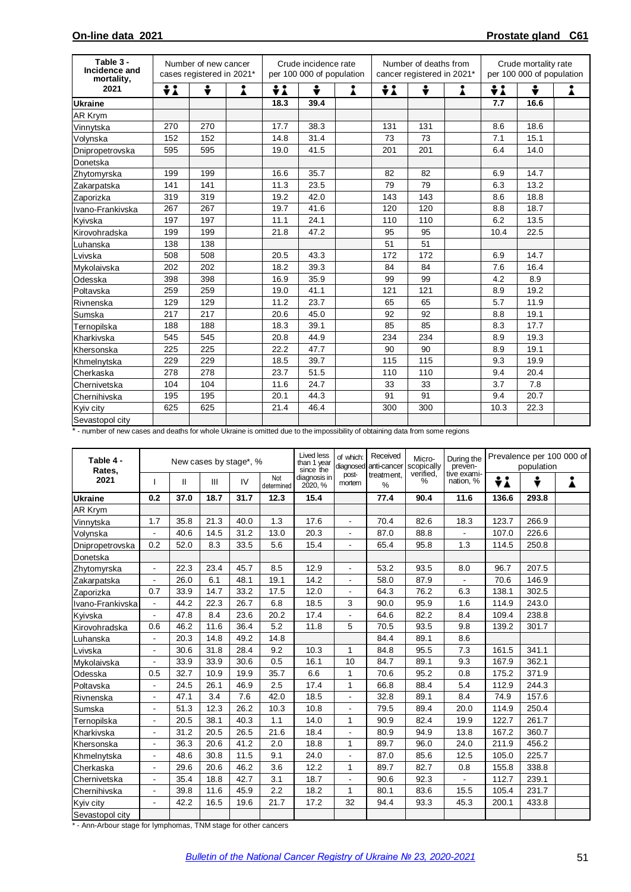**On-line data 2021** **Prostate gland C61**

| Table 3 - Incidence and mortality, 2021 | Number of new cancer cases registered in 2021* | | | Crude incidence rate per 100 000 of population | | | Number of deaths from cancer registered in 2021* | | | Crude mortality rate per 100 000 of population | | |
|---|---|---|---|---|---|---|---|---|---|---|---|---|
| | Both sexes | Male | Female | Both sexes | Male | Female | Both sexes | Male | Female | Both sexes | Male | Female |
| **Ukraine** | | | | 18.3 | 39.4 | | | | | 7.7 | 16.6 | |
| AR Krym | | | | | | | | | | | | |
| Vinnytska | 270 | 270 | | 17.7 | 38.3 | | 131 | 131 | | 8.6 | 18.6 | |
| Volynska | 152 | 152 | | 14.8 | 31.4 | | 73 | 73 | | 7.1 | 15.1 | |
| Dnipropetrovska | 595 | 595 | | 19.0 | 41.5 | | 201 | 201 | | 6.4 | 14.0 | |
| Donetska | | | | | | | | | | | | |
| Zhytomyrska | 199 | 199 | | 16.6 | 35.7 | | 82 | 82 | | 6.9 | 14.7 | |
| Zakarpatska | 141 | 141 | | 11.3 | 23.5 | | 79 | 79 | | 6.3 | 13.2 | |
| Zaporizka | 319 | 319 | | 19.2 | 42.0 | | 143 | 143 | | 8.6 | 18.8 | |
| Ivano-Frankivska | 267 | 267 | | 19.7 | 41.6 | | 120 | 120 | | 8.8 | 18.7 | |
| Kyivska | 197 | 197 | | 11.1 | 24.1 | | 110 | 110 | | 6.2 | 13.5 | |
| Kirovohradska | 199 | 199 | | 21.8 | 47.2 | | 95 | 95 | | 10.4 | 22.5 | |
| Luhanska | 138 | 138 | | | | | 51 | 51 | | | | |
| Lvivska | 508 | 508 | | 20.5 | 43.3 | | 172 | 172 | | 6.9 | 14.7 | |
| Mykolaivska | 202 | 202 | | 18.2 | 39.3 | | 84 | 84 | | 7.6 | 16.4 | |
| Odesska | 398 | 398 | | 16.9 | 35.9 | | 99 | 99 | | 4.2 | 8.9 | |
| Poltavska | 259 | 259 | | 19.0 | 41.1 | | 121 | 121 | | 8.9 | 19.2 | |
| Rivnenska | 129 | 129 | | 11.2 | 23.7 | | 65 | 65 | | 5.7 | 11.9 | |
| Sumska | 217 | 217 | | 20.6 | 45.0 | | 92 | 92 | | 8.8 | 19.1 | |
| Ternopilska | 188 | 188 | | 18.3 | 39.1 | | 85 | 85 | | 8.3 | 17.7 | |
| Kharkivska | 545 | 545 | | 20.8 | 44.9 | | 234 | 234 | | 8.9 | 19.3 | |
| Khersonska | 225 | 225 | | 22.2 | 47.7 | | 90 | 90 | | 8.9 | 19.1 | |
| Khmelnytska | 229 | 229 | | 18.5 | 39.7 | | 115 | 115 | | 9.3 | 19.9 | |
| Cherkaska | 278 | 278 | | 23.7 | 51.5 | | 110 | 110 | | 9.4 | 20.4 | |
| Chernivetska | 104 | 104 | | 11.6 | 24.7 | | 33 | 33 | | 3.7 | 7.8 | |
| Chernihivska | 195 | 195 | | 20.1 | 44.3 | | 91 | 91 | | 9.4 | 20.7 | |
| Kyiv city | 625 | 625 | | 21.4 | 46.4 | | 300 | 300 | | 10.3 | 22.3 | |
| Sevastopol city | | | | | | | | | | | | |

* - number of new cases and deaths for whole Ukraine is omitted due to the impossibility of obtaining data from some regions

| Table 4 - Rates, 2021 | New cases by stage*, % | | | | | Lived less than 1 year since the diagnosis in 2020, % | of which: diagnosed post-mortem | Received anti-cancer treatment, % | Micro-scopically verified, % | During the preven-tive exami-nation, % | Prevalence per 100 000 of population | | |
|---|---|---|---|---|---|---|---|---|---|---|---|---|---|
| | I | II | III | IV | Not determined | | | | | | Both sexes | Male | Female |
| **Ukraine** | **0.2** | **37.0** | **18.7** | **31.7** | **12.3** | **15.4** | | **77.4** | **90.4** | **11.6** | **136.6** | **293.8** | |
| AR Krym | | | | | | | | | | | | | |
| Vinnytska | 1.7 | 35.8 | 21.3 | 40.0 | 1.3 | 17.6 | - | 70.4 | 82.6 | 18.3 | 123.7 | 266.9 | |
| Volynska | - | 40.6 | 14.5 | 31.2 | 13.0 | 20.3 | - | 87.0 | 88.8 | - | 107.0 | 226.6 | |
| Dnipropetrovska | 0.2 | 52.0 | 8.3 | 33.5 | 5.6 | 15.4 | - | 65.4 | 95.8 | 1.3 | 114.5 | 250.8 | |
| Donetska | | | | | | | | | | | | | |
| Zhytomyrska | - | 22.3 | 23.4 | 45.7 | 8.5 | 12.9 | - | 53.2 | 93.5 | 8.0 | 96.7 | 207.5 | |
| Zakarpatska | - | 26.0 | 6.1 | 48.1 | 19.1 | 14.2 | - | 58.0 | 87.9 | - | 70.6 | 146.9 | |
| Zaporizka | 0.7 | 33.9 | 14.7 | 33.2 | 17.5 | 12.0 | - | 64.3 | 76.2 | 6.3 | 138.1 | 302.5 | |
| Ivano-Frankivska | - | 44.2 | 22.3 | 26.7 | 6.8 | 18.5 | 3 | 90.0 | 95.9 | 1.6 | 114.9 | 243.0 | |
| Kyivska | - | 47.8 | 8.4 | 23.6 | 20.2 | 17.4 | - | 64.6 | 82.2 | 8.4 | 109.4 | 238.8 | |
| Kirovohradska | 0.6 | 46.2 | 11.6 | 36.4 | 5.2 | 11.8 | 5 | 70.5 | 93.5 | 9.8 | 139.2 | 301.7 | |
| Luhanska | - | 20.3 | 14.8 | 49.2 | 14.8 | | | 84.4 | 89.1 | 8.6 | | | |
| Lvivska | - | 30.6 | 31.8 | 28.4 | 9.2 | 10.3 | 1 | 84.8 | 95.5 | 7.3 | 161.5 | 341.1 | |
| Mykolaivska | - | 33.9 | 33.9 | 30.6 | 0.5 | 16.1 | 10 | 84.7 | 89.1 | 9.3 | 167.9 | 362.1 | |
| Odesska | 0.5 | 32.7 | 10.9 | 19.9 | 35.7 | 6.6 | 1 | 70.6 | 95.2 | 0.8 | 175.2 | 371.9 | |
| Poltavska | - | 24.5 | 26.1 | 46.9 | 2.5 | 17.4 | 1 | 66.8 | 88.4 | 5.4 | 112.9 | 244.3 | |
| Rivnenska | - | 47.1 | 3.4 | 7.6 | 42.0 | 18.5 | - | 32.8 | 89.1 | 8.4 | 74.9 | 157.6 | |
| Sumska | - | 51.3 | 12.3 | 26.2 | 10.3 | 10.8 | - | 79.5 | 89.4 | 20.0 | 114.9 | 250.4 | |
| Ternopilska | - | 20.5 | 38.1 | 40.3 | 1.1 | 14.0 | 1 | 90.9 | 82.4 | 19.9 | 122.7 | 261.7 | |
| Kharkivska | - | 31.2 | 20.5 | 26.5 | 21.6 | 18.4 | - | 80.9 | 94.9 | 13.8 | 167.2 | 360.7 | |
| Khersonska | - | 36.3 | 20.6 | 41.2 | 2.0 | 18.8 | 1 | 89.7 | 96.0 | 24.0 | 211.9 | 456.2 | |
| Khmelnytska | - | 48.6 | 30.8 | 11.5 | 9.1 | 24.0 | - | 87.0 | 85.6 | 12.5 | 105.0 | 225.7 | |
| Cherkaska | - | 29.6 | 20.6 | 46.2 | 3.6 | 12.2 | 1 | 89.7 | 82.7 | 0.8 | 155.8 | 338.8 | |
| Chernivetska | - | 35.4 | 18.8 | 42.7 | 3.1 | 18.7 | - | 90.6 | 92.3 | - | 112.7 | 239.1 | |
| Chernihivska | - | 39.8 | 11.6 | 45.9 | 2.2 | 18.2 | 1 | 80.1 | 83.6 | 15.5 | 105.4 | 231.7 | |
| Kyiv city | - | 42.2 | 16.5 | 19.6 | 21.7 | 17.2 | 32 | 94.4 | 93.3 | 45.3 | 200.1 | 433.8 | |
| Sevastopol city | | | | | | | | | | | | | |

* - Ann-Arbour stage for lymphomas, TNM stage for other cancers

*Bulletin of the National Cancer Registry of Ukraine № 23, 2020-2021*